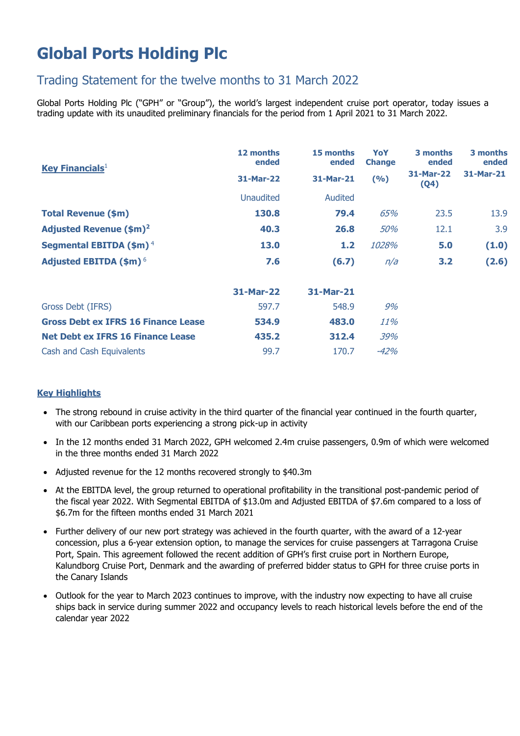# Global Ports Holding Plc

## Trading Statement for the twelve months to 31 March 2022

Global Ports Holding Plc ("GPH" or "Group"), the world's largest independent cruise port operator, today issues a trading update with its unaudited preliminary financials for the period from 1 April 2021 to 31 March 2022.

| **Key Financials**[1] | **12 months ended 31-Mar-22** | **15 months ended 31-Mar-21** | **YoY Change (%)** | **3 months ended 31-Mar-22 (Q4)** | **3 months ended 31-Mar-21** |
|---|---|---|---|---|---|
| | Unaudited | Audited | | | |
| **Total Revenue ($m)** | **130.8** | **79.4** | *65%* | 23.5 | 13.9 |
| **Adjusted Revenue ($m)**[2] | **40.3** | **26.8** | *50%* | 12.1 | 3.9 |
| **Segmental EBITDA ($m)**[4] | **13.0** | **1.2** | *1028%* | **5.0** | **(1.0)** |
| **Adjusted EBITDA ($m)**[6] | **7.6** | **(6.7)** | *n/a* | **3.2** | **(2.6)** |

| | **31-Mar-22** | **31-Mar-21** | |
|---|---|---|---|
| Gross Debt (IFRS) | 597.7 | 548.9 | *9%* |
| **Gross Debt ex IFRS 16 Finance Lease** | **534.9** | **483.0** | *11%* |
| **Net Debt ex IFRS 16 Finance Lease** | **435.2** | **312.4** | *39%* |
| Cash and Cash Equivalents | 99.7 | 170.7 | *-42%* |

**Key Highlights**

- The strong rebound in cruise activity in the third quarter of the financial year continued in the fourth quarter, with our Caribbean ports experiencing a strong pick-up in activity
- In the 12 months ended 31 March 2022, GPH welcomed 2.4m cruise passengers, 0.9m of which were welcomed in the three months ended 31 March 2022
- Adjusted revenue for the 12 months recovered strongly to $40.3m
- At the EBITDA level, the group returned to operational profitability in the transitional post-pandemic period of the fiscal year 2022. With Segmental EBITDA of $13.0m and Adjusted EBITDA of $7.6m compared to a loss of $6.7m for the fifteen months ended 31 March 2021
- Further delivery of our new port strategy was achieved in the fourth quarter, with the award of a 12-year concession, plus a 6-year extension option, to manage the services for cruise passengers at Tarragona Cruise Port, Spain. This agreement followed the recent addition of GPH's first cruise port in Northern Europe, Kalundborg Cruise Port, Denmark and the awarding of preferred bidder status to GPH for three cruise ports in the Canary Islands
- Outlook for the year to March 2023 continues to improve, with the industry now expecting to have all cruise ships back in service during summer 2022 and occupancy levels to reach historical levels before the end of the calendar year 2022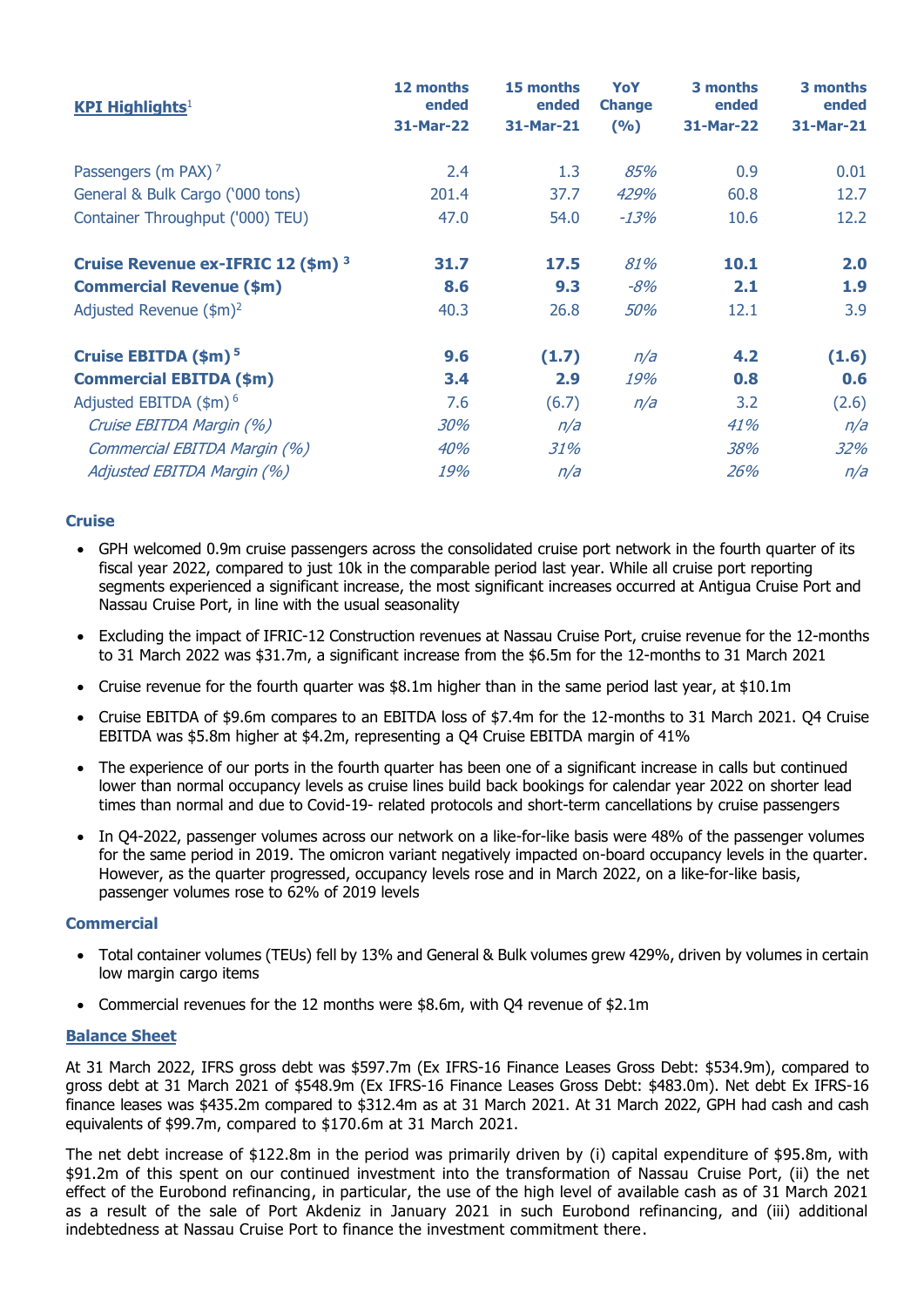| KPI Highlights[1] | 12 months ended 31-Mar-22 | 15 months ended 31-Mar-21 | YoY Change (%) | 3 months ended 31-Mar-22 | 3 months ended 31-Mar-21 |
|---|---|---|---|---|---|
| Passengers (m PAX) [7] | 2.4 | 1.3 | *85%* | 0.9 | 0.01 |
| General & Bulk Cargo ('000 tons) | 201.4 | 37.7 | *429%* | 60.8 | 12.7 |
| Container Throughput ('000) TEU) | 47.0 | 54.0 | *-13%* | 10.6 | 12.2 |
| **Cruise Revenue ex-IFRIC 12 ($m) [3]** | **31.7** | **17.5** | *81%* | **10.1** | **2.0** |
| **Commercial Revenue ($m)** | **8.6** | **9.3** | *-8%* | **2.1** | **1.9** |
| Adjusted Revenue ($m)[2] | 40.3 | 26.8 | *50%* | 12.1 | 3.9 |
| **Cruise EBITDA ($m) [5]** | **9.6** | **(1.7)** | *n/a* | **4.2** | **(1.6)** |
| **Commercial EBITDA ($m)** | **3.4** | **2.9** | *19%* | **0.8** | **0.6** |
| Adjusted EBITDA ($m) [6] | 7.6 | (6.7) | *n/a* | 3.2 | (2.6) |
| *Cruise EBITDA Margin (%)* | *30%* | *n/a* | | *41%* | *n/a* |
| *Commercial EBITDA Margin (%)* | *40%* | *31%* | | *38%* | *32%* |
| *Adjusted EBITDA Margin (%)* | *19%* | *n/a* | | *26%* | *n/a* |

### Cruise

- GPH welcomed 0.9m cruise passengers across the consolidated cruise port network in the fourth quarter of its fiscal year 2022, compared to just 10k in the comparable period last year. While all cruise port reporting segments experienced a significant increase, the most significant increases occurred at Antigua Cruise Port and Nassau Cruise Port, in line with the usual seasonality
- Excluding the impact of IFRIC-12 Construction revenues at Nassau Cruise Port, cruise revenue for the 12-months to 31 March 2022 was $31.7m, a significant increase from the $6.5m for the 12-months to 31 March 2021
- Cruise revenue for the fourth quarter was $8.1m higher than in the same period last year, at $10.1m
- Cruise EBITDA of $9.6m compares to an EBITDA loss of $7.4m for the 12-months to 31 March 2021. Q4 Cruise EBITDA was $5.8m higher at $4.2m, representing a Q4 Cruise EBITDA margin of 41%
- The experience of our ports in the fourth quarter has been one of a significant increase in calls but continued lower than normal occupancy levels as cruise lines build back bookings for calendar year 2022 on shorter lead times than normal and due to Covid-19- related protocols and short-term cancellations by cruise passengers
- In Q4-2022, passenger volumes across our network on a like-for-like basis were 48% of the passenger volumes for the same period in 2019. The omicron variant negatively impacted on-board occupancy levels in the quarter. However, as the quarter progressed, occupancy levels rose and in March 2022, on a like-for-like basis, passenger volumes rose to 62% of 2019 levels

### Commercial

- Total container volumes (TEUs) fell by 13% and General & Bulk volumes grew 429%, driven by volumes in certain low margin cargo items
- Commercial revenues for the 12 months were $8.6m, with Q4 revenue of $2.1m

### Balance Sheet

At 31 March 2022, IFRS gross debt was $597.7m (Ex IFRS-16 Finance Leases Gross Debt: $534.9m), compared to gross debt at 31 March 2021 of $548.9m (Ex IFRS-16 Finance Leases Gross Debt: $483.0m). Net debt Ex IFRS-16 finance leases was $435.2m compared to $312.4m as at 31 March 2021. At 31 March 2022, GPH had cash and cash equivalents of $99.7m, compared to $170.6m at 31 March 2021.

The net debt increase of $122.8m in the period was primarily driven by (i) capital expenditure of $95.8m, with $91.2m of this spent on our continued investment into the transformation of Nassau Cruise Port, (ii) the net effect of the Eurobond refinancing, in particular, the use of the high level of available cash as of 31 March 2021 as a result of the sale of Port Akdeniz in January 2021 in such Eurobond refinancing, and (iii) additional indebtedness at Nassau Cruise Port to finance the investment commitment there.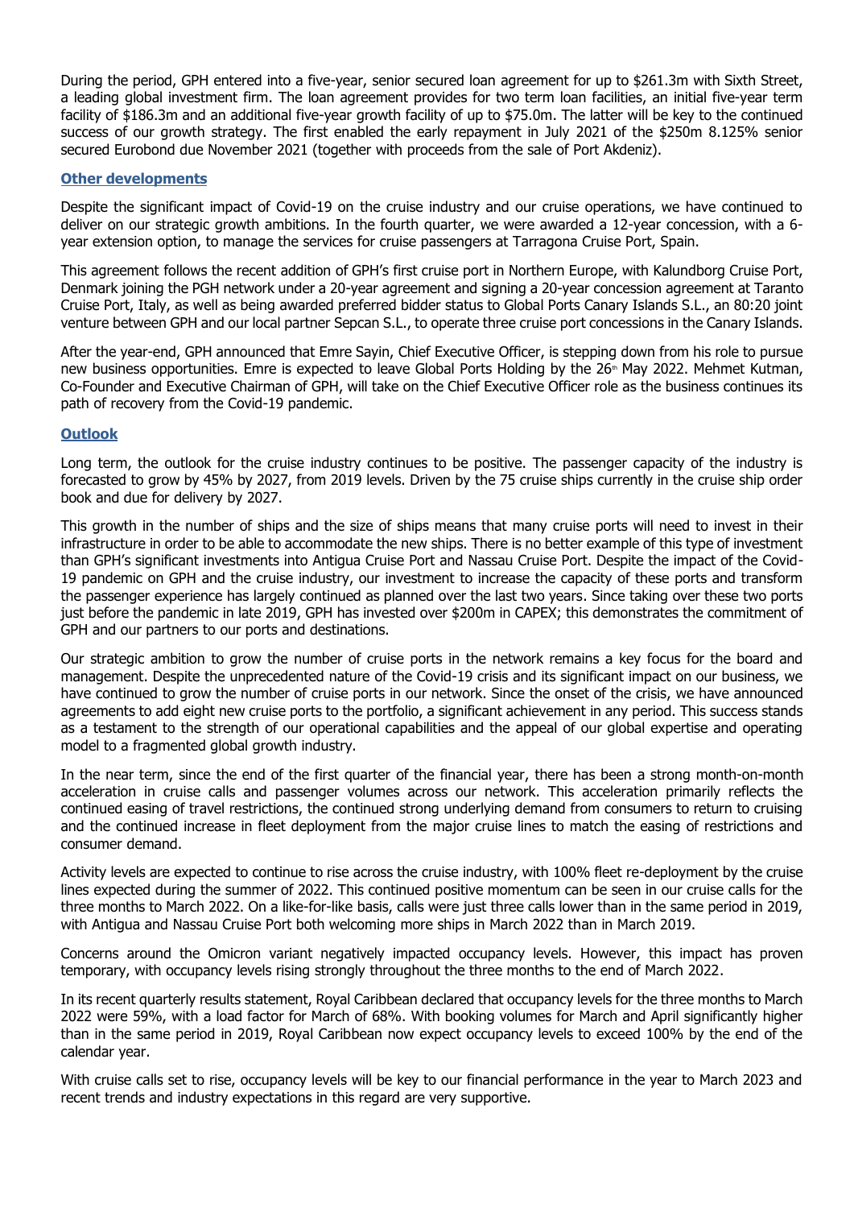During the period, GPH entered into a five-year, senior secured loan agreement for up to $261.3m with Sixth Street, a leading global investment firm. The loan agreement provides for two term loan facilities, an initial five-year term facility of $186.3m and an additional five-year growth facility of up to $75.0m. The latter will be key to the continued success of our growth strategy. The first enabled the early repayment in July 2021 of the $250m 8.125% senior secured Eurobond due November 2021 (together with proceeds from the sale of Port Akdeniz).

## Other developments

Despite the significant impact of Covid-19 on the cruise industry and our cruise operations, we have continued to deliver on our strategic growth ambitions. In the fourth quarter, we were awarded a 12-year concession, with a 6-year extension option, to manage the services for cruise passengers at Tarragona Cruise Port, Spain.

This agreement follows the recent addition of GPH's first cruise port in Northern Europe, with Kalundborg Cruise Port, Denmark joining the PGH network under a 20-year agreement and signing a 20-year concession agreement at Taranto Cruise Port, Italy, as well as being awarded preferred bidder status to Global Ports Canary Islands S.L., an 80:20 joint venture between GPH and our local partner Sepcan S.L., to operate three cruise port concessions in the Canary Islands.

After the year-end, GPH announced that Emre Sayin, Chief Executive Officer, is stepping down from his role to pursue new business opportunities. Emre is expected to leave Global Ports Holding by the 26th May 2022. Mehmet Kutman, Co-Founder and Executive Chairman of GPH, will take on the Chief Executive Officer role as the business continues its path of recovery from the Covid-19 pandemic.

## Outlook

Long term, the outlook for the cruise industry continues to be positive. The passenger capacity of the industry is forecasted to grow by 45% by 2027, from 2019 levels. Driven by the 75 cruise ships currently in the cruise ship order book and due for delivery by 2027.

This growth in the number of ships and the size of ships means that many cruise ports will need to invest in their infrastructure in order to be able to accommodate the new ships. There is no better example of this type of investment than GPH's significant investments into Antigua Cruise Port and Nassau Cruise Port. Despite the impact of the Covid-19 pandemic on GPH and the cruise industry, our investment to increase the capacity of these ports and transform the passenger experience has largely continued as planned over the last two years. Since taking over these two ports just before the pandemic in late 2019, GPH has invested over $200m in CAPEX; this demonstrates the commitment of GPH and our partners to our ports and destinations.

Our strategic ambition to grow the number of cruise ports in the network remains a key focus for the board and management. Despite the unprecedented nature of the Covid-19 crisis and its significant impact on our business, we have continued to grow the number of cruise ports in our network. Since the onset of the crisis, we have announced agreements to add eight new cruise ports to the portfolio, a significant achievement in any period. This success stands as a testament to the strength of our operational capabilities and the appeal of our global expertise and operating model to a fragmented global growth industry.

In the near term, since the end of the first quarter of the financial year, there has been a strong month-on-month acceleration in cruise calls and passenger volumes across our network. This acceleration primarily reflects the continued easing of travel restrictions, the continued strong underlying demand from consumers to return to cruising and the continued increase in fleet deployment from the major cruise lines to match the easing of restrictions and consumer demand.

Activity levels are expected to continue to rise across the cruise industry, with 100% fleet re-deployment by the cruise lines expected during the summer of 2022. This continued positive momentum can be seen in our cruise calls for the three months to March 2022. On a like-for-like basis, calls were just three calls lower than in the same period in 2019, with Antigua and Nassau Cruise Port both welcoming more ships in March 2022 than in March 2019.

Concerns around the Omicron variant negatively impacted occupancy levels. However, this impact has proven temporary, with occupancy levels rising strongly throughout the three months to the end of March 2022.

In its recent quarterly results statement, Royal Caribbean declared that occupancy levels for the three months to March 2022 were 59%, with a load factor for March of 68%. With booking volumes for March and April significantly higher than in the same period in 2019, Royal Caribbean now expect occupancy levels to exceed 100% by the end of the calendar year.

With cruise calls set to rise, occupancy levels will be key to our financial performance in the year to March 2023 and recent trends and industry expectations in this regard are very supportive.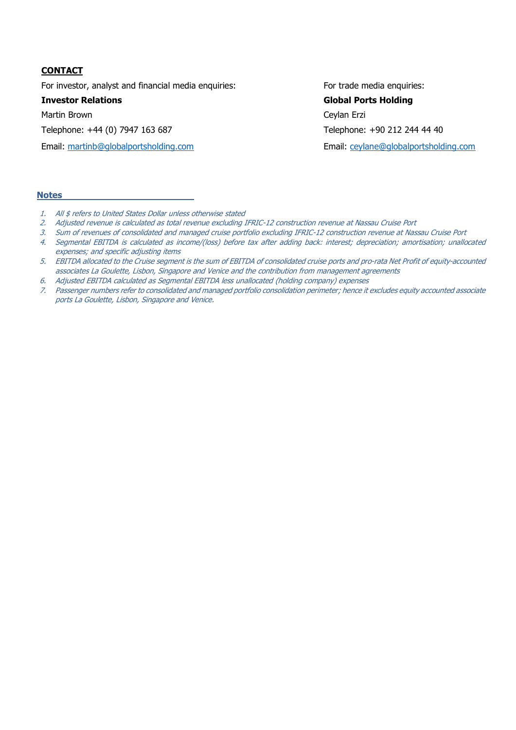## CONTACT

For investor, analyst and financial media enquiries:

**Investor Relations**

Martin Brown

Telephone: +44 (0) 7947 163 687

Email: martinb@globalportsholding.com

For trade media enquiries:

**Global Ports Holding**

Ceylan Erzi

Telephone: +90 212 244 44 40

Email: ceylane@globalportsholding.com

## Notes

1. *All $ refers to United States Dollar unless otherwise stated*
2. *Adjusted revenue is calculated as total revenue excluding IFRIC-12 construction revenue at Nassau Cruise Port*
3. *Sum of revenues of consolidated and managed cruise portfolio excluding IFRIC-12 construction revenue at Nassau Cruise Port*
4. *Segmental EBITDA is calculated as income/(loss) before tax after adding back: interest; depreciation; amortisation; unallocated expenses; and specific adjusting items*
5. *EBITDA allocated to the Cruise segment is the sum of EBITDA of consolidated cruise ports and pro-rata Net Profit of equity-accounted associates La Goulette, Lisbon, Singapore and Venice and the contribution from management agreements*
6. *Adjusted EBITDA calculated as Segmental EBITDA less unallocated (holding company) expenses*
7. *Passenger numbers refer to consolidated and managed portfolio consolidation perimeter; hence it excludes equity accounted associate ports La Goulette, Lisbon, Singapore and Venice.*